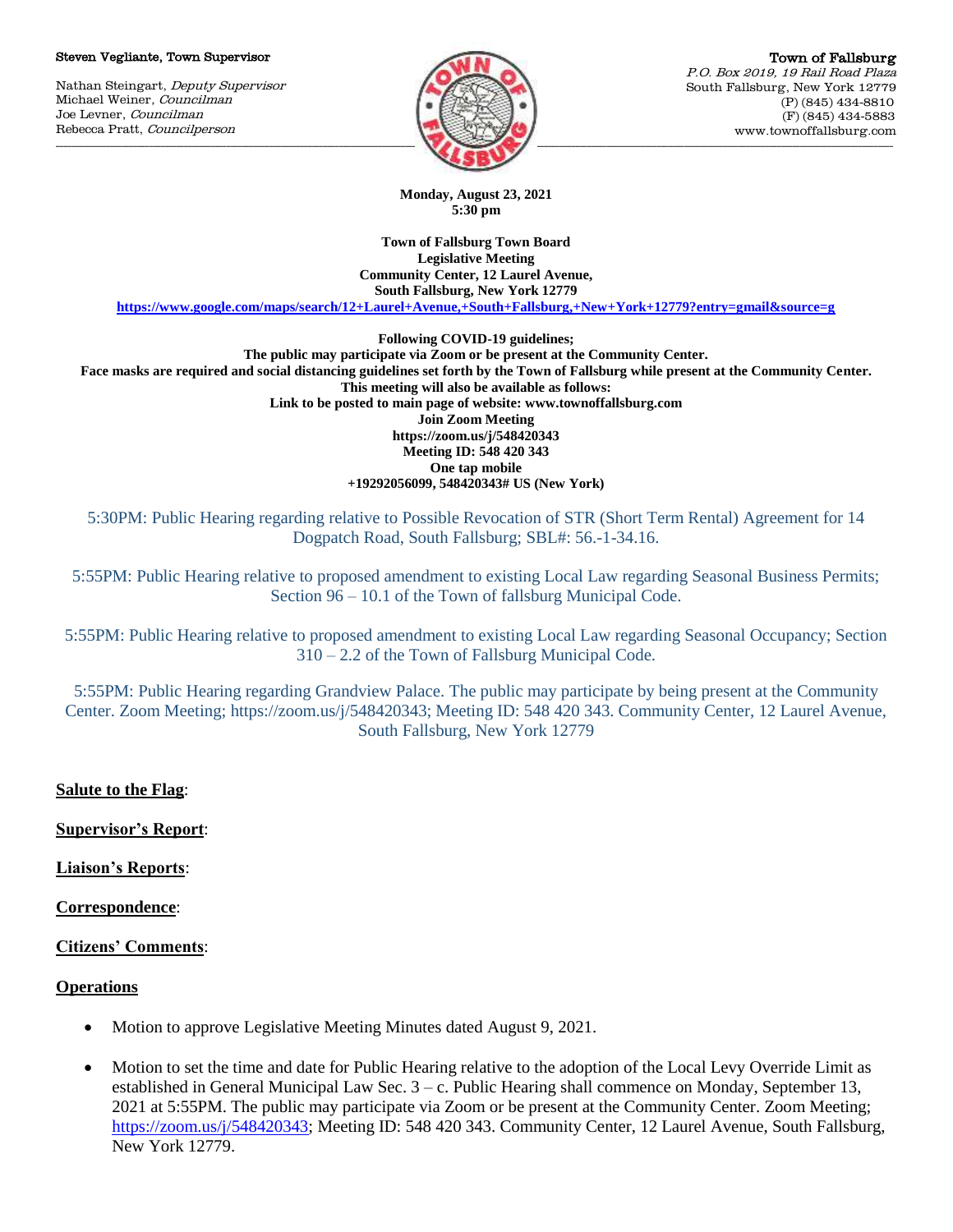Steven Vegliante, Town Supervisor

Nathan Steingart, *Deputy Supervisor*
Michael Weiner, *Councilman*
Joe Levner, *Councilman*
Rebecca Pratt, *Councilperson*

**Town of Fallsburg**
*P.O. Box 2019, 19 Rail Road Plaza*
South Fallsburg, New York 12779
(P) (845) 434-8810
(F) (845) 434-5883
www.townoffallsburg.com

**Monday, August 23, 2021**
**5:30 pm**

**Town of Fallsburg Town Board**
**Legislative Meeting**
**Community Center, 12 Laurel Avenue,**
**South Fallsburg, New York 12779**
**https://www.google.com/maps/search/12+Laurel+Avenue,+South+Fallsburg,+New+York+12779?entry=gmail&source=g**

**Following COVID-19 guidelines;**
**The public may participate via Zoom or be present at the Community Center.**
**Face masks are required and social distancing guidelines set forth by the Town of Fallsburg while present at the Community Center.**
**This meeting will also be available as follows:**
**Link to be posted to main page of website: www.townoffallsburg.com**
**Join Zoom Meeting**
**https://zoom.us/j/548420343**
**Meeting ID: 548 420 343**
**One tap mobile**
**+19292056099, 548420343# US (New York)**

5:30PM: Public Hearing regarding relative to Possible Revocation of STR (Short Term Rental) Agreement for 14 Dogpatch Road, South Fallsburg; SBL#: 56.-1-34.16.

5:55PM: Public Hearing relative to proposed amendment to existing Local Law regarding Seasonal Business Permits; Section 96 – 10.1 of the Town of fallsburg Municipal Code.

5:55PM: Public Hearing relative to proposed amendment to existing Local Law regarding Seasonal Occupancy; Section 310 – 2.2 of the Town of Fallsburg Municipal Code.

5:55PM: Public Hearing regarding Grandview Palace. The public may participate by being present at the Community Center. Zoom Meeting; https://zoom.us/j/548420343; Meeting ID: 548 420 343. Community Center, 12 Laurel Avenue, South Fallsburg, New York 12779

**Salute to the Flag**:

**Supervisor's Report**:

**Liaison's Reports**:

**Correspondence**:

**Citizens' Comments**:

**Operations**

- Motion to approve Legislative Meeting Minutes dated August 9, 2021.
- Motion to set the time and date for Public Hearing relative to the adoption of the Local Levy Override Limit as established in General Municipal Law Sec. 3 – c. Public Hearing shall commence on Monday, September 13, 2021 at 5:55PM. The public may participate via Zoom or be present at the Community Center. Zoom Meeting; https://zoom.us/j/548420343; Meeting ID: 548 420 343. Community Center, 12 Laurel Avenue, South Fallsburg, New York 12779.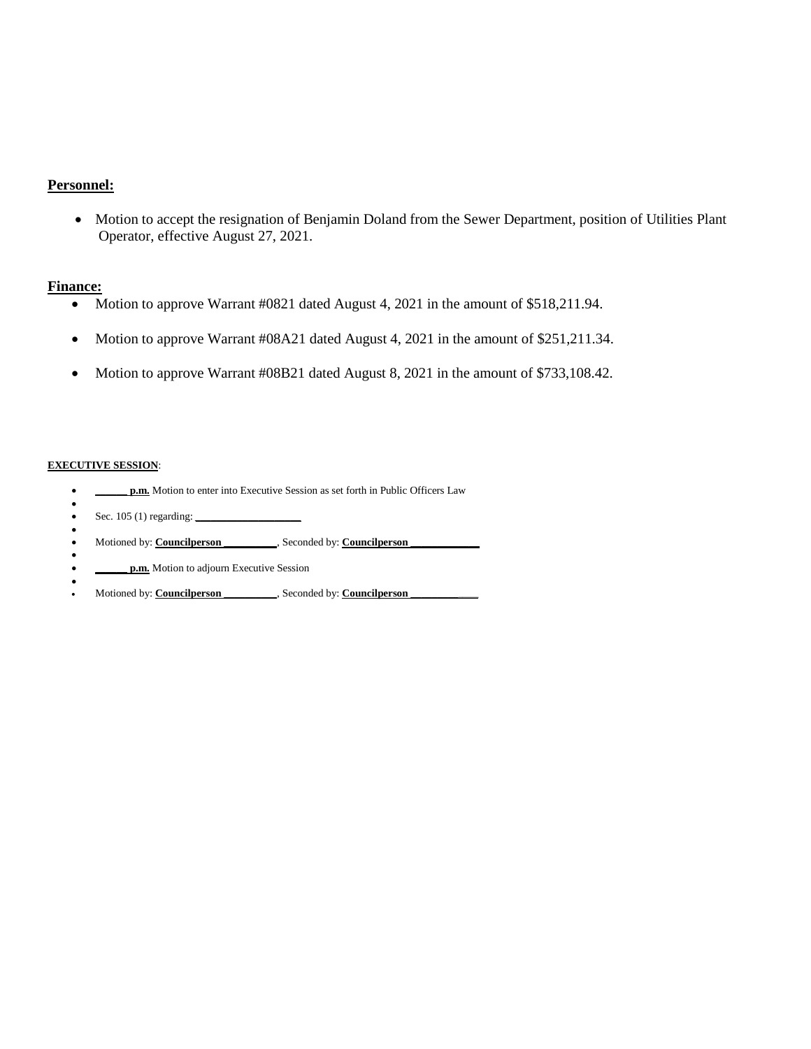**Personnel:**

- Motion to accept the resignation of Benjamin Doland from the Sewer Department, position of Utilities Plant Operator, effective August 27, 2021.

**Finance:**

- Motion to approve Warrant #0821 dated August 4, 2021 in the amount of $518,211.94.
- Motion to approve Warrant #08A21 dated August 4, 2021 in the amount of $251,211.34.
- Motion to approve Warrant #08B21 dated August 8, 2021 in the amount of $733,108.42.

**EXECUTIVE SESSION**:

- **______ p.m.** Motion to enter into Executive Session as set forth in Public Officers Law
- Sec. 105 (1) regarding: ____________________
- Motioned by: **Councilperson __________**, Seconded by: **Councilperson _____________**
- **______ p.m.** Motion to adjourn Executive Session
- Motioned by: **Councilperson __________**, Seconded by: **Councilperson _____________**